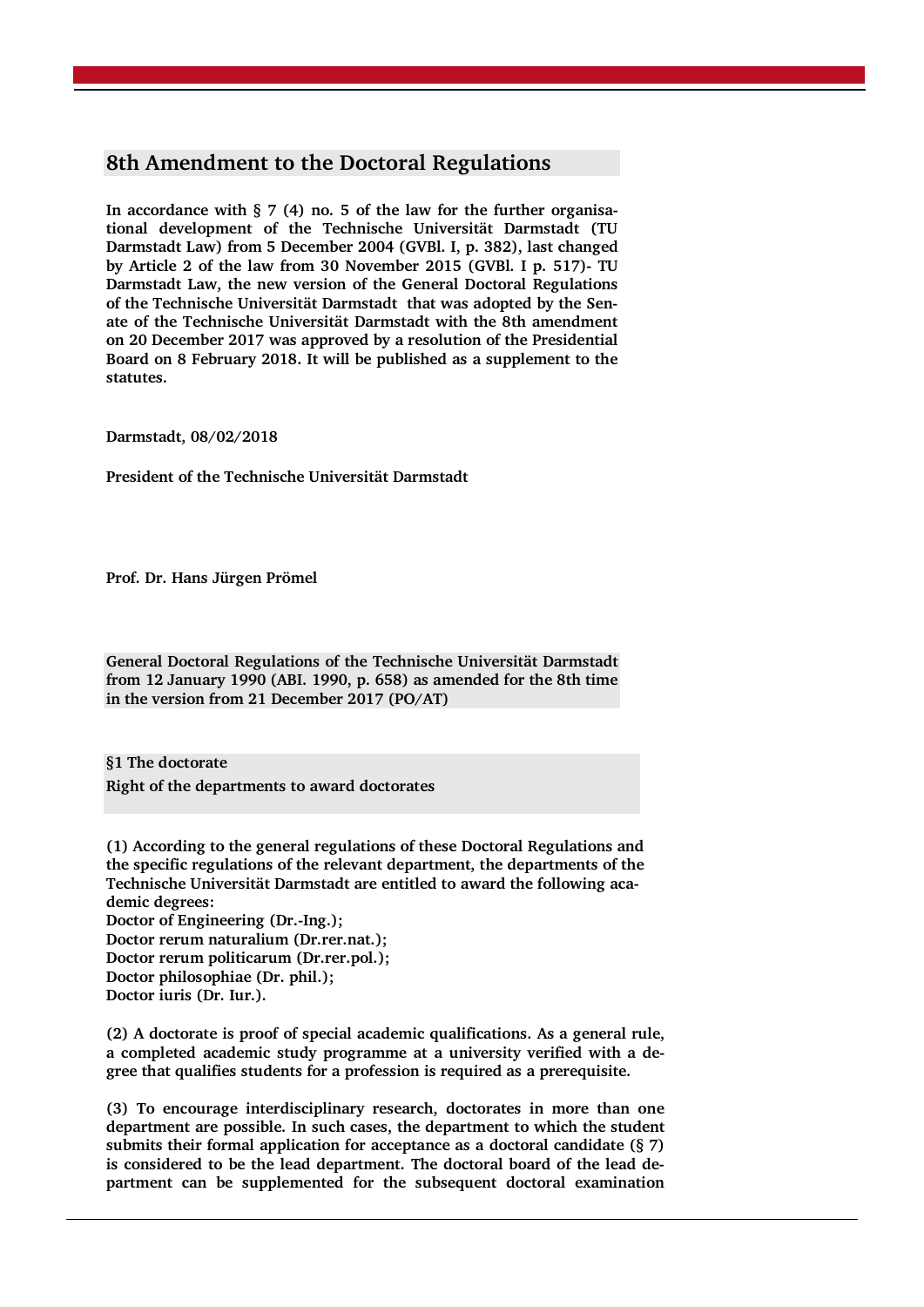# 8th Amendment to the Doctoral Regulations

**In accordance with § 7 (4) no. 5 of the law for the further organisational development of the Technische Universität Darmstadt (TU Darmstadt Law) from 5 December 2004 (GVBl. I, p. 382), last changed by Article 2 of the law from 30 November 2015 (GVBl. I p. 517)- TU Darmstadt Law, the new version of the General Doctoral Regulations of the Technische Universität Darmstadt that was adopted by the Senate of the Technische Universität Darmstadt with the 8th amendment on 20 December 2017 was approved by a resolution of the Presidential Board on 8 February 2018. It will be published as a supplement to the statutes.**

**Darmstadt, 08/02/2018**

**President of the Technische Universität Darmstadt**

**Prof. Dr. Hans Jürgen Prömel**

## General Doctoral Regulations of the Technische Universität Darmstadt from 12 January 1990 (ABl. 1990, p. 658) as amended for the 8th time in the version from 21 December 2017 (PO/AT)

### §1 The doctorate

### Right of the departments to award doctorates

**(1) According to the general regulations of these Doctoral Regulations and the specific regulations of the relevant department, the departments of the Technische Universität Darmstadt are entitled to award the following academic degrees:**
**Doctor of Engineering (Dr.-Ing.);**
**Doctor rerum naturalium (Dr.rer.nat.);**
**Doctor rerum politicarum (Dr.rer.pol.);**
**Doctor philosophiae (Dr. phil.);**
**Doctor iuris (Dr. Iur.).**

**(2) A doctorate is proof of special academic qualifications. As a general rule, a completed academic study programme at a university verified with a degree that qualifies students for a profession is required as a prerequisite.**

**(3) To encourage interdisciplinary research, doctorates in more than one department are possible. In such cases, the department to which the student submits their formal application for acceptance as a doctoral candidate (§ 7) is considered to be the lead department. The doctoral board of the lead department can be supplemented for the subsequent doctoral examination**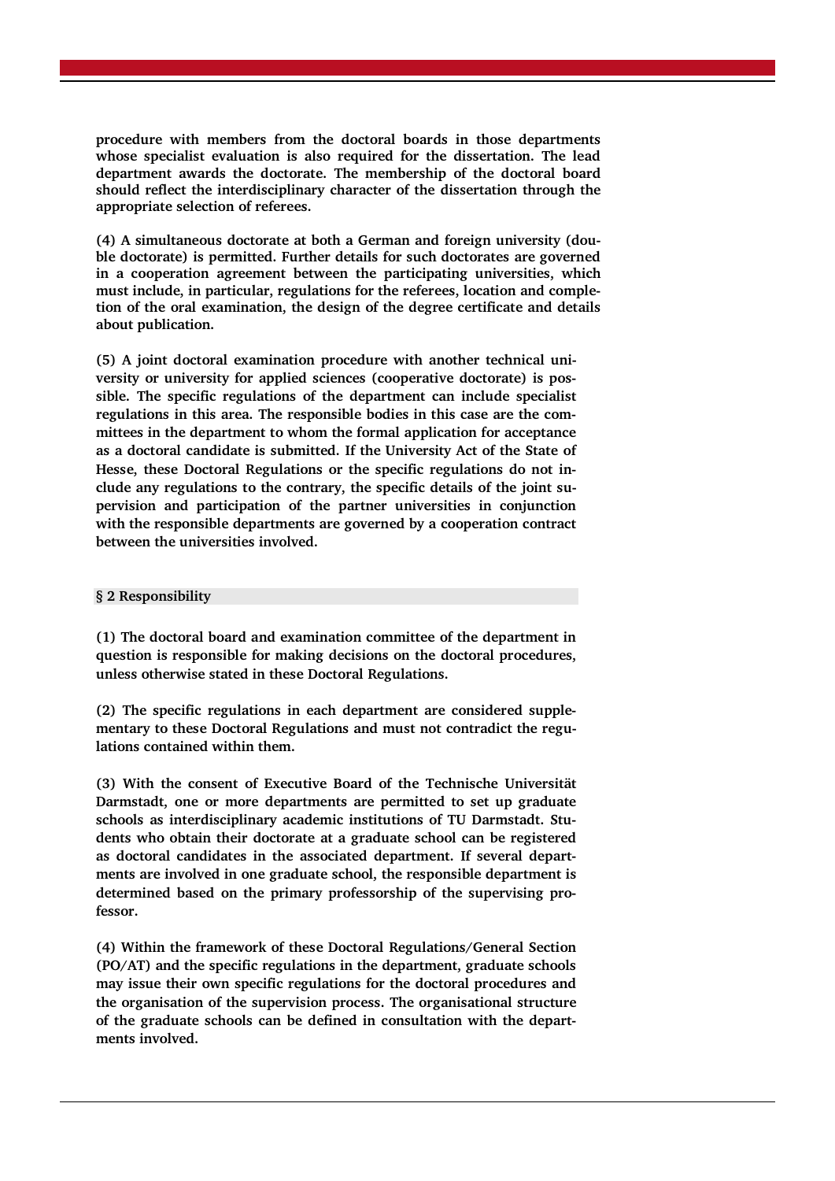**procedure with members from the doctoral boards in those departments whose specialist evaluation is also required for the dissertation. The lead department awards the doctorate. The membership of the doctoral board should reflect the interdisciplinary character of the dissertation through the appropriate selection of referees.**

**(4) A simultaneous doctorate at both a German and foreign university (double doctorate) is permitted. Further details for such doctorates are governed in a cooperation agreement between the participating universities, which must include, in particular, regulations for the referees, location and completion of the oral examination, the design of the degree certificate and details about publication.**

**(5) A joint doctoral examination procedure with another technical university or university for applied sciences (cooperative doctorate) is possible. The specific regulations of the department can include specialist regulations in this area. The responsible bodies in this case are the committees in the department to whom the formal application for acceptance as a doctoral candidate is submitted. If the University Act of the State of Hesse, these Doctoral Regulations or the specific regulations do not include any regulations to the contrary, the specific details of the joint supervision and participation of the partner universities in conjunction with the responsible departments are governed by a cooperation contract between the universities involved.**

## § 2 Responsibility

**(1) The doctoral board and examination committee of the department in question is responsible for making decisions on the doctoral procedures, unless otherwise stated in these Doctoral Regulations.**

**(2) The specific regulations in each department are considered supplementary to these Doctoral Regulations and must not contradict the regulations contained within them.**

**(3) With the consent of Executive Board of the Technische Universität Darmstadt, one or more departments are permitted to set up graduate schools as interdisciplinary academic institutions of TU Darmstadt. Students who obtain their doctorate at a graduate school can be registered as doctoral candidates in the associated department. If several departments are involved in one graduate school, the responsible department is determined based on the primary professorship of the supervising professor.**

**(4) Within the framework of these Doctoral Regulations/General Section (PO/AT) and the specific regulations in the department, graduate schools may issue their own specific regulations for the doctoral procedures and the organisation of the supervision process. The organisational structure of the graduate schools can be defined in consultation with the departments involved.**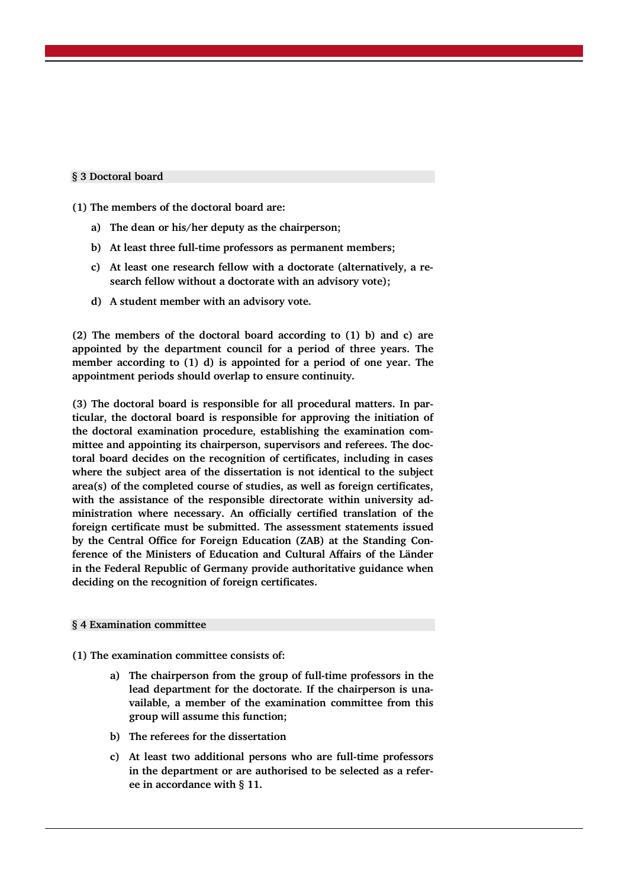## § 3 Doctoral board

(1) The members of the doctoral board are:

a) The dean or his/her deputy as the chairperson;

b) At least three full-time professors as permanent members;

c) At least one research fellow with a doctorate (alternatively, a research fellow without a doctorate with an advisory vote);

d) A student member with an advisory vote.

(2) The members of the doctoral board according to (1) b) and c) are appointed by the department council for a period of three years. The member according to (1) d) is appointed for a period of one year. The appointment periods should overlap to ensure continuity.

(3) The doctoral board is responsible for all procedural matters. In particular, the doctoral board is responsible for approving the initiation of the doctoral examination procedure, establishing the examination committee and appointing its chairperson, supervisors and referees. The doctoral board decides on the recognition of certificates, including in cases where the subject area of the dissertation is not identical to the subject area(s) of the completed course of studies, as well as foreign certificates, with the assistance of the responsible directorate within university administration where necessary. An officially certified translation of the foreign certificate must be submitted. The assessment statements issued by the Central Office for Foreign Education (ZAB) at the Standing Conference of the Ministers of Education and Cultural Affairs of the Länder in the Federal Republic of Germany provide authoritative guidance when deciding on the recognition of foreign certificates.

## § 4 Examination committee

(1) The examination committee consists of:

a) The chairperson from the group of full-time professors in the lead department for the doctorate. If the chairperson is unavailable, a member of the examination committee from this group will assume this function;

b) The referees for the dissertation

c) At least two additional persons who are full-time professors in the department or are authorised to be selected as a referee in accordance with § 11.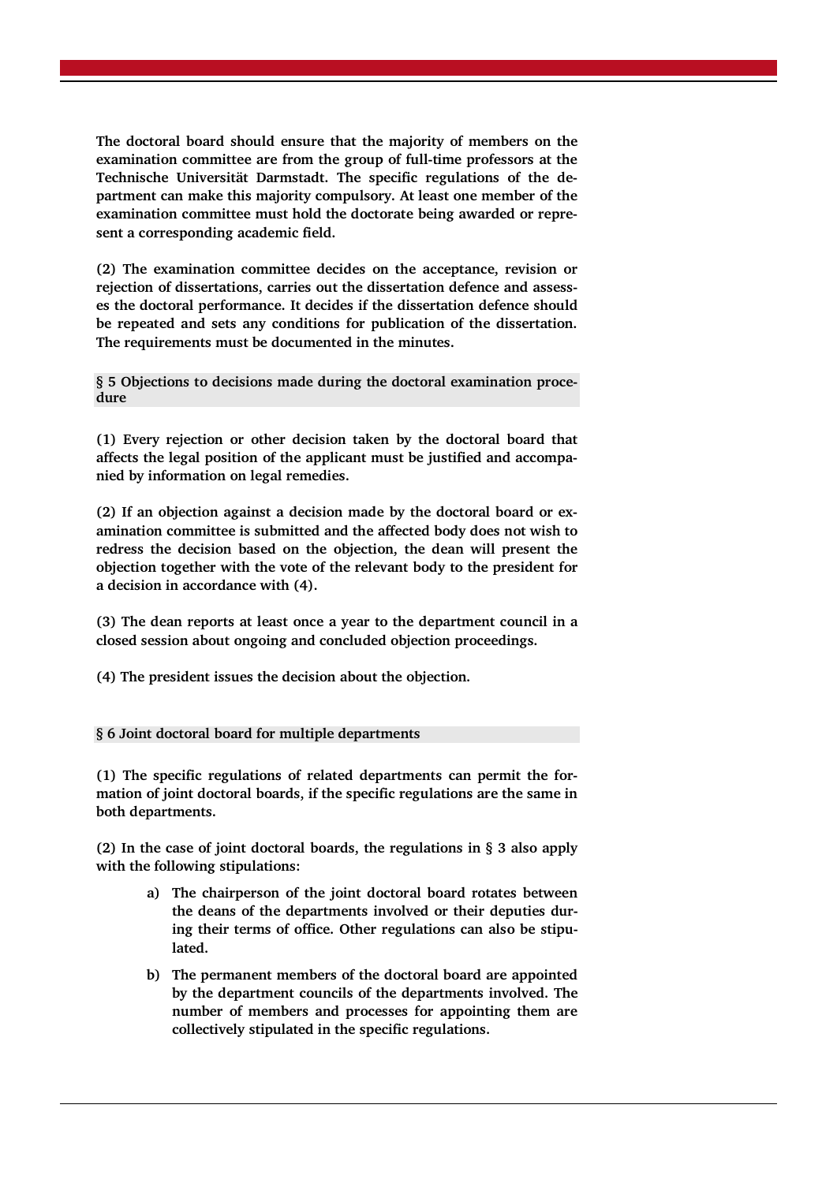The doctoral board should ensure that the majority of members on the examination committee are from the group of full-time professors at the Technische Universität Darmstadt. The specific regulations of the department can make this majority compulsory. At least one member of the examination committee must hold the doctorate being awarded or represent a corresponding academic field.

(2) The examination committee decides on the acceptance, revision or rejection of dissertations, carries out the dissertation defence and assesses the doctoral performance. It decides if the dissertation defence should be repeated and sets any conditions for publication of the dissertation. The requirements must be documented in the minutes.

## § 5 Objections to decisions made during the doctoral examination procedure

(1) Every rejection or other decision taken by the doctoral board that affects the legal position of the applicant must be justified and accompanied by information on legal remedies.

(2) If an objection against a decision made by the doctoral board or examination committee is submitted and the affected body does not wish to redress the decision based on the objection, the dean will present the objection together with the vote of the relevant body to the president for a decision in accordance with (4).

(3) The dean reports at least once a year to the department council in a closed session about ongoing and concluded objection proceedings.

(4) The president issues the decision about the objection.

## § 6 Joint doctoral board for multiple departments

(1) The specific regulations of related departments can permit the formation of joint doctoral boards, if the specific regulations are the same in both departments.

(2) In the case of joint doctoral boards, the regulations in § 3 also apply with the following stipulations:

a) The chairperson of the joint doctoral board rotates between the deans of the departments involved or their deputies during their terms of office. Other regulations can also be stipulated.

b) The permanent members of the doctoral board are appointed by the department councils of the departments involved. The number of members and processes for appointing them are collectively stipulated in the specific regulations.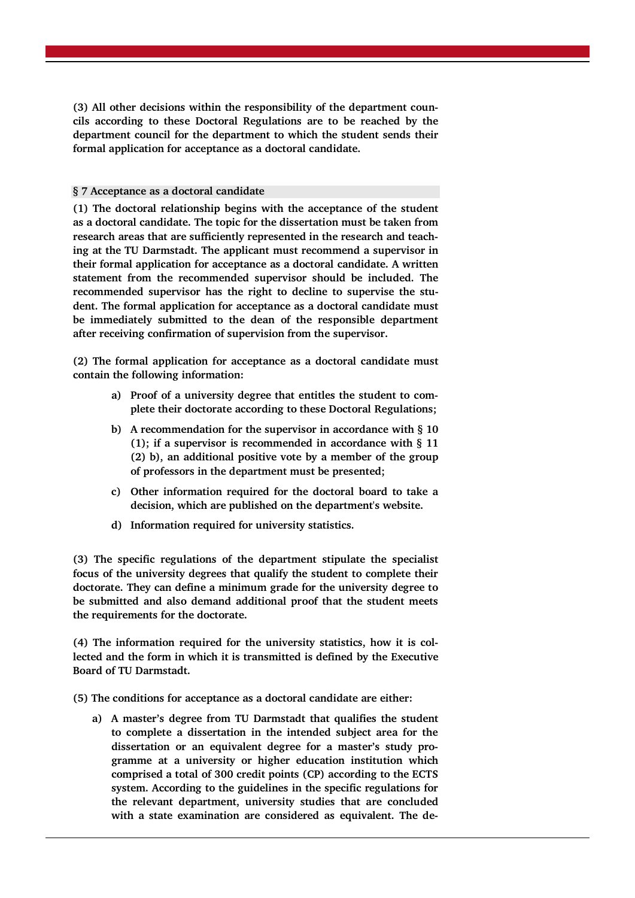(3) All other decisions within the responsibility of the department councils according to these Doctoral Regulations are to be reached by the department council for the department to which the student sends their formal application for acceptance as a doctoral candidate.

## § 7 Acceptance as a doctoral candidate

(1) The doctoral relationship begins with the acceptance of the student as a doctoral candidate. The topic for the dissertation must be taken from research areas that are sufficiently represented in the research and teaching at the TU Darmstadt. The applicant must recommend a supervisor in their formal application for acceptance as a doctoral candidate. A written statement from the recommended supervisor should be included. The recommended supervisor has the right to decline to supervise the student. The formal application for acceptance as a doctoral candidate must be immediately submitted to the dean of the responsible department after receiving confirmation of supervision from the supervisor.

(2) The formal application for acceptance as a doctoral candidate must contain the following information:

a) Proof of a university degree that entitles the student to complete their doctorate according to these Doctoral Regulations;

b) A recommendation for the supervisor in accordance with § 10 (1); if a supervisor is recommended in accordance with § 11 (2) b), an additional positive vote by a member of the group of professors in the department must be presented;

c) Other information required for the doctoral board to take a decision, which are published on the department's website.

d) Information required for university statistics.

(3) The specific regulations of the department stipulate the specialist focus of the university degrees that qualify the student to complete their doctorate. They can define a minimum grade for the university degree to be submitted and also demand additional proof that the student meets the requirements for the doctorate.

(4) The information required for the university statistics, how it is collected and the form in which it is transmitted is defined by the Executive Board of TU Darmstadt.

(5) The conditions for acceptance as a doctoral candidate are either:

a) A master's degree from TU Darmstadt that qualifies the student to complete a dissertation in the intended subject area for the dissertation or an equivalent degree for a master's study programme at a university or higher education institution which comprised a total of 300 credit points (CP) according to the ECTS system. According to the guidelines in the specific regulations for the relevant department, university studies that are concluded with a state examination are considered as equivalent. The de-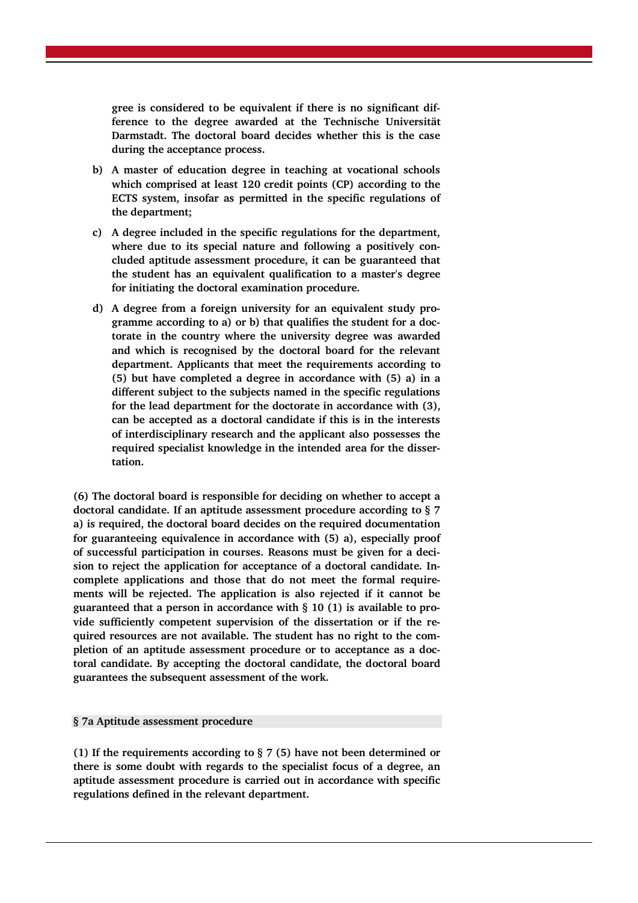gree is considered to be equivalent if there is no significant difference to the degree awarded at the Technische Universität Darmstadt. The doctoral board decides whether this is the case during the acceptance process.

b) A master of education degree in teaching at vocational schools which comprised at least 120 credit points (CP) according to the ECTS system, insofar as permitted in the specific regulations of the department;

c) A degree included in the specific regulations for the department, where due to its special nature and following a positively concluded aptitude assessment procedure, it can be guaranteed that the student has an equivalent qualification to a master's degree for initiating the doctoral examination procedure.

d) A degree from a foreign university for an equivalent study programme according to a) or b) that qualifies the student for a doctorate in the country where the university degree was awarded and which is recognised by the doctoral board for the relevant department. Applicants that meet the requirements according to (5) but have completed a degree in accordance with (5) a) in a different subject to the subjects named in the specific regulations for the lead department for the doctorate in accordance with (3), can be accepted as a doctoral candidate if this is in the interests of interdisciplinary research and the applicant also possesses the required specialist knowledge in the intended area for the dissertation.

(6) The doctoral board is responsible for deciding on whether to accept a doctoral candidate. If an aptitude assessment procedure according to § 7 a) is required, the doctoral board decides on the required documentation for guaranteeing equivalence in accordance with (5) a), especially proof of successful participation in courses. Reasons must be given for a decision to reject the application for acceptance of a doctoral candidate. Incomplete applications and those that do not meet the formal requirements will be rejected. The application is also rejected if it cannot be guaranteed that a person in accordance with § 10 (1) is available to provide sufficiently competent supervision of the dissertation or if the required resources are not available. The student has no right to the completion of an aptitude assessment procedure or to acceptance as a doctoral candidate. By accepting the doctoral candidate, the doctoral board guarantees the subsequent assessment of the work.

## § 7a Aptitude assessment procedure

(1) If the requirements according to § 7 (5) have not been determined or there is some doubt with regards to the specialist focus of a degree, an aptitude assessment procedure is carried out in accordance with specific regulations defined in the relevant department.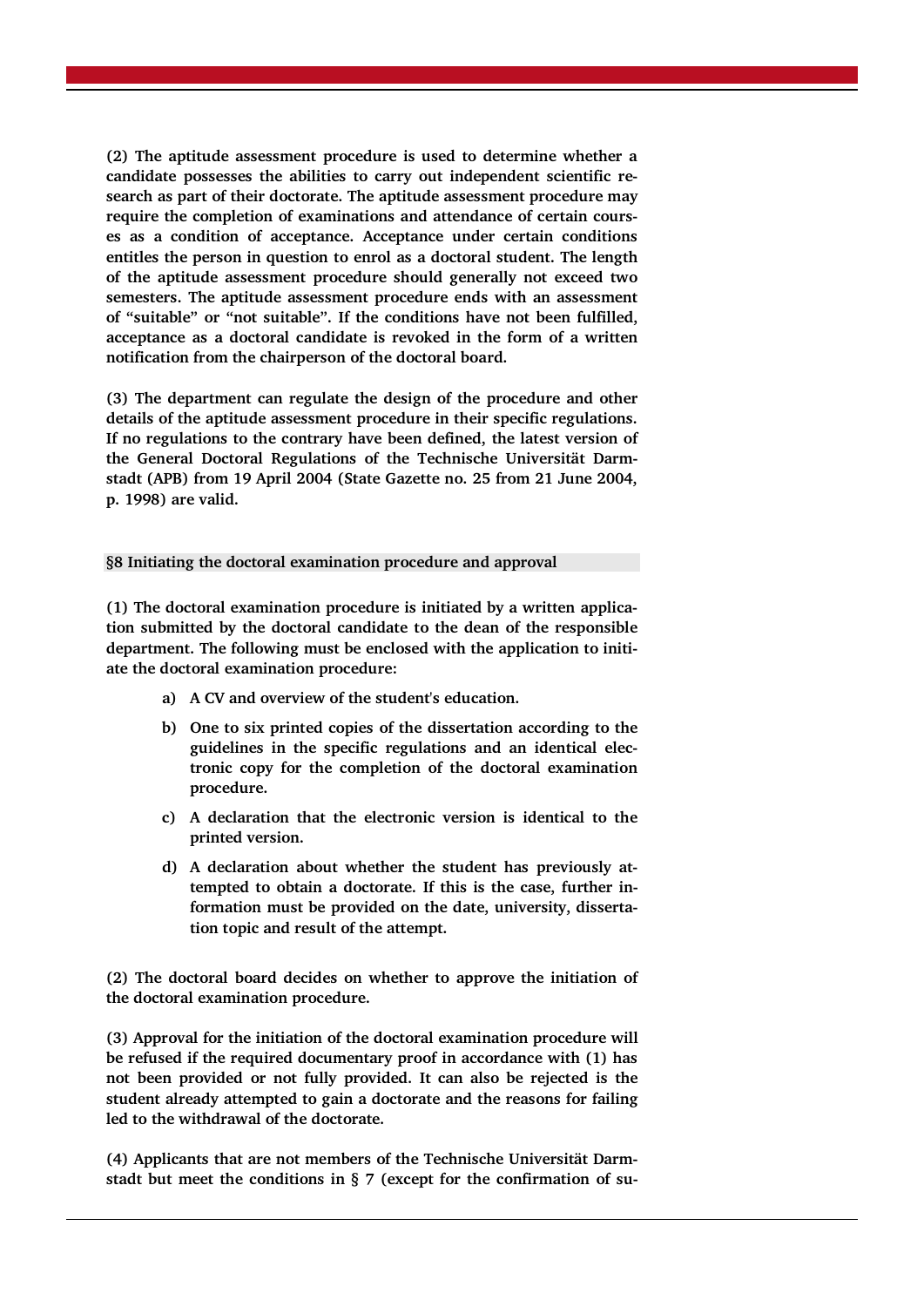(2) The aptitude assessment procedure is used to determine whether a candidate possesses the abilities to carry out independent scientific research as part of their doctorate. The aptitude assessment procedure may require the completion of examinations and attendance of certain courses as a condition of acceptance. Acceptance under certain conditions entitles the person in question to enrol as a doctoral student. The length of the aptitude assessment procedure should generally not exceed two semesters. The aptitude assessment procedure ends with an assessment of "suitable" or "not suitable". If the conditions have not been fulfilled, acceptance as a doctoral candidate is revoked in the form of a written notification from the chairperson of the doctoral board.

(3) The department can regulate the design of the procedure and other details of the aptitude assessment procedure in their specific regulations. If no regulations to the contrary have been defined, the latest version of the General Doctoral Regulations of the Technische Universität Darmstadt (APB) from 19 April 2004 (State Gazette no. 25 from 21 June 2004, p. 1998) are valid.

## §8 Initiating the doctoral examination procedure and approval

(1) The doctoral examination procedure is initiated by a written application submitted by the doctoral candidate to the dean of the responsible department. The following must be enclosed with the application to initiate the doctoral examination procedure:

a) A CV and overview of the student's education.

b) One to six printed copies of the dissertation according to the guidelines in the specific regulations and an identical electronic copy for the completion of the doctoral examination procedure.

c) A declaration that the electronic version is identical to the printed version.

d) A declaration about whether the student has previously attempted to obtain a doctorate. If this is the case, further information must be provided on the date, university, dissertation topic and result of the attempt.

(2) The doctoral board decides on whether to approve the initiation of the doctoral examination procedure.

(3) Approval for the initiation of the doctoral examination procedure will be refused if the required documentary proof in accordance with (1) has not been provided or not fully provided. It can also be rejected is the student already attempted to gain a doctorate and the reasons for failing led to the withdrawal of the doctorate.

(4) Applicants that are not members of the Technische Universität Darmstadt but meet the conditions in § 7 (except for the confirmation of su-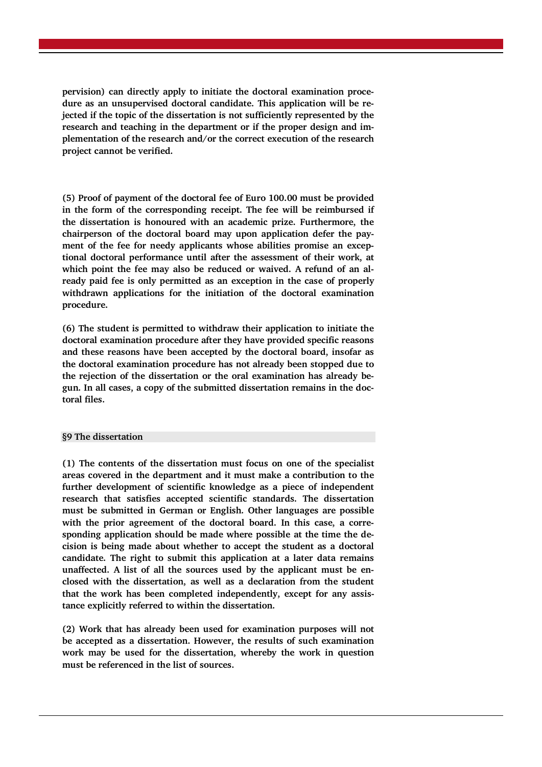pervision) can directly apply to initiate the doctoral examination procedure as an unsupervised doctoral candidate. This application will be rejected if the topic of the dissertation is not sufficiently represented by the research and teaching in the department or if the proper design and implementation of the research and/or the correct execution of the research project cannot be verified.

(5) Proof of payment of the doctoral fee of Euro 100.00 must be provided in the form of the corresponding receipt. The fee will be reimbursed if the dissertation is honoured with an academic prize. Furthermore, the chairperson of the doctoral board may upon application defer the payment of the fee for needy applicants whose abilities promise an exceptional doctoral performance until after the assessment of their work, at which point the fee may also be reduced or waived. A refund of an already paid fee is only permitted as an exception in the case of properly withdrawn applications for the initiation of the doctoral examination procedure.

(6) The student is permitted to withdraw their application to initiate the doctoral examination procedure after they have provided specific reasons and these reasons have been accepted by the doctoral board, insofar as the doctoral examination procedure has not already been stopped due to the rejection of the dissertation or the oral examination has already begun. In all cases, a copy of the submitted dissertation remains in the doctoral files.

## §9 The dissertation

(1) The contents of the dissertation must focus on one of the specialist areas covered in the department and it must make a contribution to the further development of scientific knowledge as a piece of independent research that satisfies accepted scientific standards. The dissertation must be submitted in German or English. Other languages are possible with the prior agreement of the doctoral board. In this case, a corresponding application should be made where possible at the time the decision is being made about whether to accept the student as a doctoral candidate. The right to submit this application at a later data remains unaffected. A list of all the sources used by the applicant must be enclosed with the dissertation, as well as a declaration from the student that the work has been completed independently, except for any assistance explicitly referred to within the dissertation.

(2) Work that has already been used for examination purposes will not be accepted as a dissertation. However, the results of such examination work may be used for the dissertation, whereby the work in question must be referenced in the list of sources.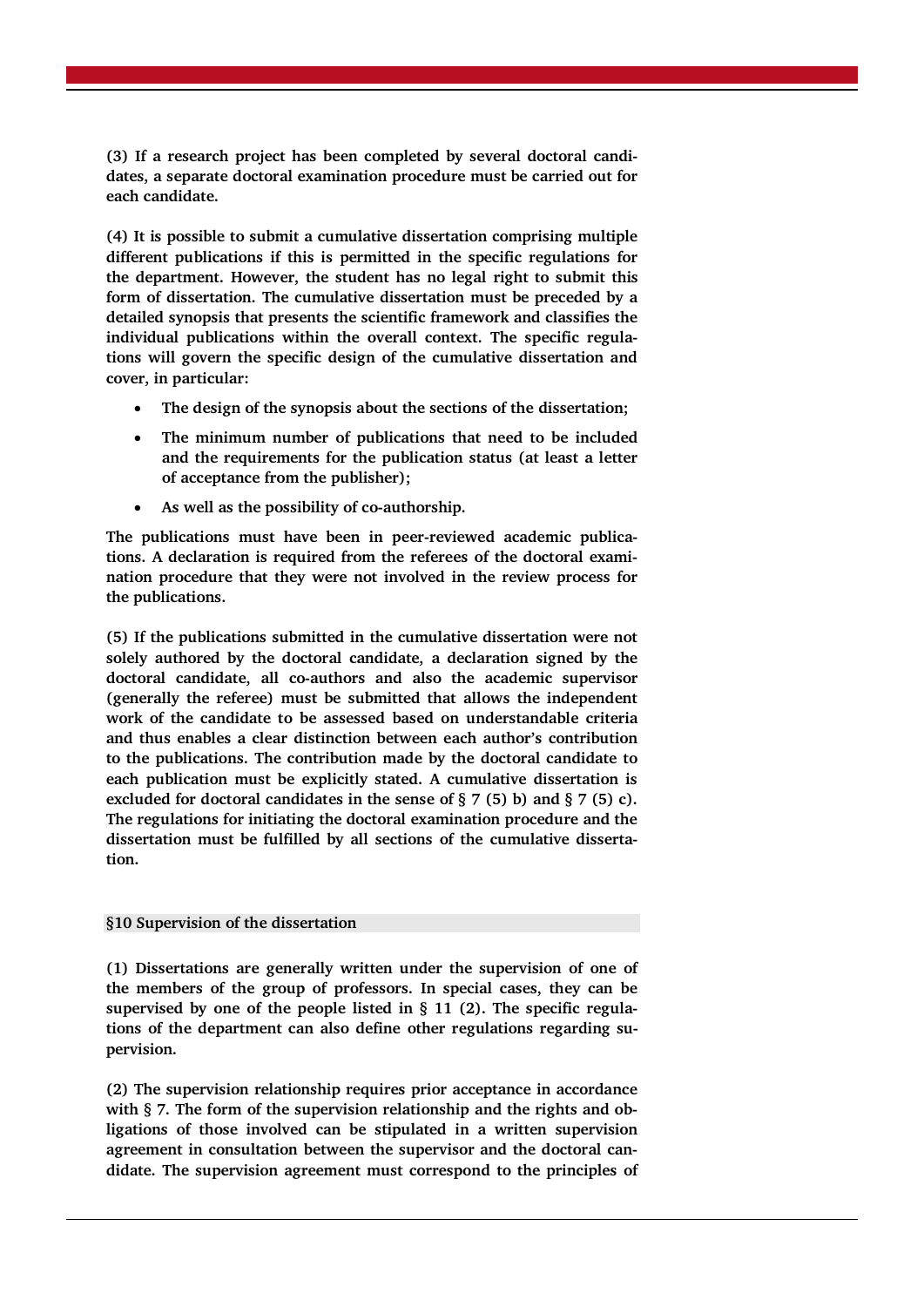(3) If a research project has been completed by several doctoral candidates, a separate doctoral examination procedure must be carried out for each candidate.

(4) It is possible to submit a cumulative dissertation comprising multiple different publications if this is permitted in the specific regulations for the department. However, the student has no legal right to submit this form of dissertation. The cumulative dissertation must be preceded by a detailed synopsis that presents the scientific framework and classifies the individual publications within the overall context. The specific regulations will govern the specific design of the cumulative dissertation and cover, in particular:

- The design of the synopsis about the sections of the dissertation;
- The minimum number of publications that need to be included and the requirements for the publication status (at least a letter of acceptance from the publisher);
- As well as the possibility of co-authorship.

The publications must have been in peer-reviewed academic publications. A declaration is required from the referees of the doctoral examination procedure that they were not involved in the review process for the publications.

(5) If the publications submitted in the cumulative dissertation were not solely authored by the doctoral candidate, a declaration signed by the doctoral candidate, all co-authors and also the academic supervisor (generally the referee) must be submitted that allows the independent work of the candidate to be assessed based on understandable criteria and thus enables a clear distinction between each author's contribution to the publications. The contribution made by the doctoral candidate to each publication must be explicitly stated. A cumulative dissertation is excluded for doctoral candidates in the sense of § 7 (5) b) and § 7 (5) c). The regulations for initiating the doctoral examination procedure and the dissertation must be fulfilled by all sections of the cumulative dissertation.

## §10 Supervision of the dissertation

(1) Dissertations are generally written under the supervision of one of the members of the group of professors. In special cases, they can be supervised by one of the people listed in § 11 (2). The specific regulations of the department can also define other regulations regarding supervision.

(2) The supervision relationship requires prior acceptance in accordance with § 7. The form of the supervision relationship and the rights and obligations of those involved can be stipulated in a written supervision agreement in consultation between the supervisor and the doctoral candidate. The supervision agreement must correspond to the principles of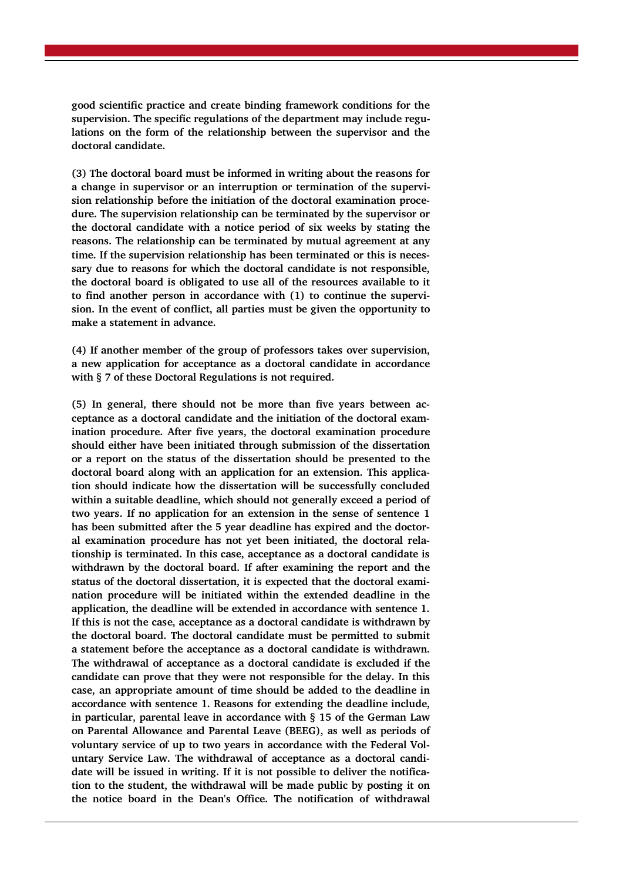**good scientific practice and create binding framework conditions for the supervision. The specific regulations of the department may include regulations on the form of the relationship between the supervisor and the doctoral candidate.**

**(3) The doctoral board must be informed in writing about the reasons for a change in supervisor or an interruption or termination of the supervision relationship before the initiation of the doctoral examination procedure. The supervision relationship can be terminated by the supervisor or the doctoral candidate with a notice period of six weeks by stating the reasons. The relationship can be terminated by mutual agreement at any time. If the supervision relationship has been terminated or this is necessary due to reasons for which the doctoral candidate is not responsible, the doctoral board is obligated to use all of the resources available to it to find another person in accordance with (1) to continue the supervision. In the event of conflict, all parties must be given the opportunity to make a statement in advance.**

**(4) If another member of the group of professors takes over supervision, a new application for acceptance as a doctoral candidate in accordance with § 7 of these Doctoral Regulations is not required.**

**(5) In general, there should not be more than five years between acceptance as a doctoral candidate and the initiation of the doctoral examination procedure. After five years, the doctoral examination procedure should either have been initiated through submission of the dissertation or a report on the status of the dissertation should be presented to the doctoral board along with an application for an extension. This application should indicate how the dissertation will be successfully concluded within a suitable deadline, which should not generally exceed a period of two years. If no application for an extension in the sense of sentence 1 has been submitted after the 5 year deadline has expired and the doctoral examination procedure has not yet been initiated, the doctoral relationship is terminated. In this case, acceptance as a doctoral candidate is withdrawn by the doctoral board. If after examining the report and the status of the doctoral dissertation, it is expected that the doctoral examination procedure will be initiated within the extended deadline in the application, the deadline will be extended in accordance with sentence 1. If this is not the case, acceptance as a doctoral candidate is withdrawn by the doctoral board. The doctoral candidate must be permitted to submit a statement before the acceptance as a doctoral candidate is withdrawn. The withdrawal of acceptance as a doctoral candidate is excluded if the candidate can prove that they were not responsible for the delay. In this case, an appropriate amount of time should be added to the deadline in accordance with sentence 1. Reasons for extending the deadline include, in particular, parental leave in accordance with § 15 of the German Law on Parental Allowance and Parental Leave (BEEG), as well as periods of voluntary service of up to two years in accordance with the Federal Voluntary Service Law. The withdrawal of acceptance as a doctoral candidate will be issued in writing. If it is not possible to deliver the notification to the student, the withdrawal will be made public by posting it on the notice board in the Dean's Office. The notification of withdrawal**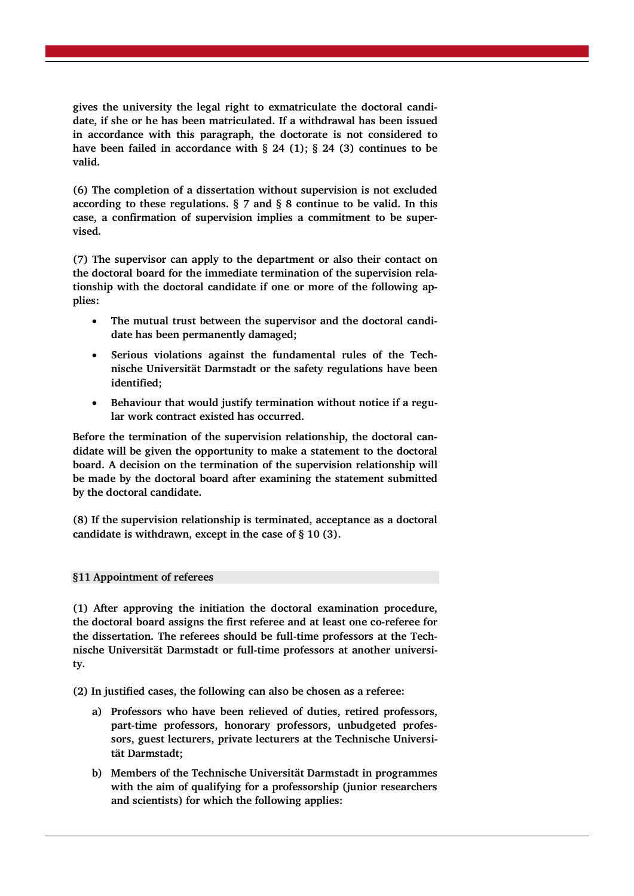gives the university the legal right to exmatriculate the doctoral candidate, if she or he has been matriculated. If a withdrawal has been issued in accordance with this paragraph, the doctorate is not considered to have been failed in accordance with § 24 (1); § 24 (3) continues to be valid.

(6) The completion of a dissertation without supervision is not excluded according to these regulations. § 7 and § 8 continue to be valid. In this case, a confirmation of supervision implies a commitment to be supervised.

(7) The supervisor can apply to the department or also their contact on the doctoral board for the immediate termination of the supervision relationship with the doctoral candidate if one or more of the following applies:

- The mutual trust between the supervisor and the doctoral candidate has been permanently damaged;
- Serious violations against the fundamental rules of the Technische Universität Darmstadt or the safety regulations have been identified;
- Behaviour that would justify termination without notice if a regular work contract existed has occurred.

Before the termination of the supervision relationship, the doctoral candidate will be given the opportunity to make a statement to the doctoral board. A decision on the termination of the supervision relationship will be made by the doctoral board after examining the statement submitted by the doctoral candidate.

(8) If the supervision relationship is terminated, acceptance as a doctoral candidate is withdrawn, except in the case of § 10 (3).

## §11 Appointment of referees

(1) After approving the initiation the doctoral examination procedure, the doctoral board assigns the first referee and at least one co-referee for the dissertation. The referees should be full-time professors at the Technische Universität Darmstadt or full-time professors at another university.

(2) In justified cases, the following can also be chosen as a referee:

a) Professors who have been relieved of duties, retired professors, part-time professors, honorary professors, unbudgeted professors, guest lecturers, private lecturers at the Technische Universität Darmstadt;

b) Members of the Technische Universität Darmstadt in programmes with the aim of qualifying for a professorship (junior researchers and scientists) for which the following applies: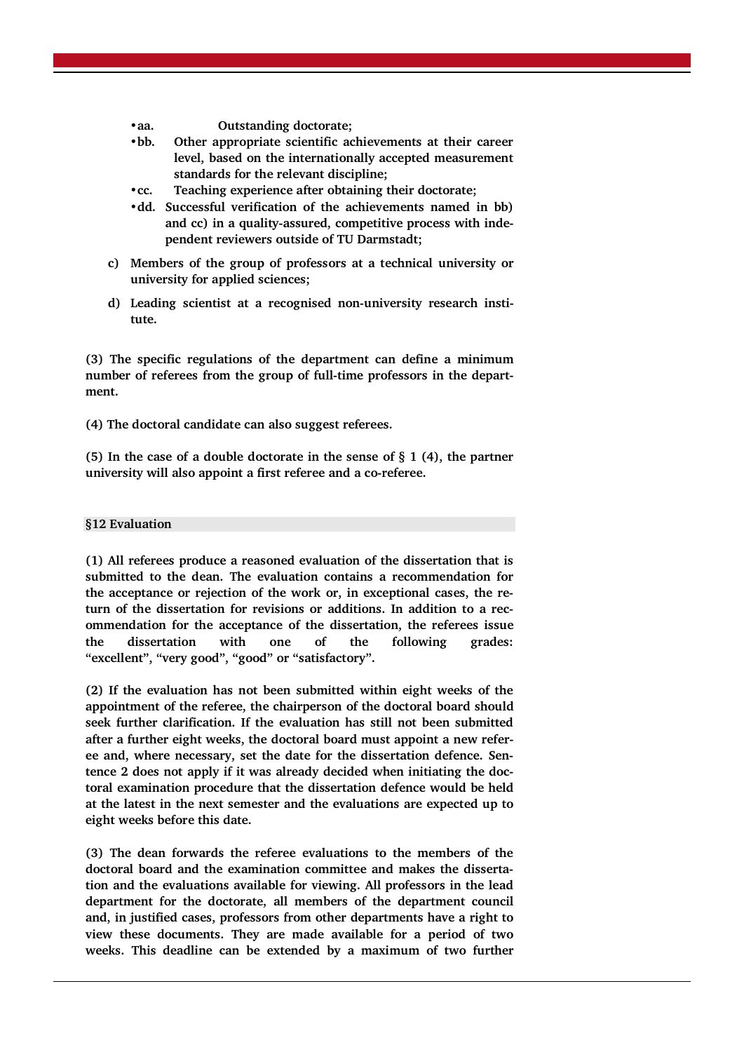- aa. Outstanding doctorate;
- bb. Other appropriate scientific achievements at their career level, based on the internationally accepted measurement standards for the relevant discipline;
- cc. Teaching experience after obtaining their doctorate;
- dd. Successful verification of the achievements named in bb) and cc) in a quality-assured, competitive process with independent reviewers outside of TU Darmstadt;

c) Members of the group of professors at a technical university or university for applied sciences;

d) Leading scientist at a recognised non-university research institute.

(3) The specific regulations of the department can define a minimum number of referees from the group of full-time professors in the department.

(4) The doctoral candidate can also suggest referees.

(5) In the case of a double doctorate in the sense of § 1 (4), the partner university will also appoint a first referee and a co-referee.

## §12 Evaluation

(1) All referees produce a reasoned evaluation of the dissertation that is submitted to the dean. The evaluation contains a recommendation for the acceptance or rejection of the work or, in exceptional cases, the return of the dissertation for revisions or additions. In addition to a recommendation for the acceptance of the dissertation, the referees issue the dissertation with one of the following grades: "excellent", "very good", "good" or "satisfactory".

(2) If the evaluation has not been submitted within eight weeks of the appointment of the referee, the chairperson of the doctoral board should seek further clarification. If the evaluation has still not been submitted after a further eight weeks, the doctoral board must appoint a new referee and, where necessary, set the date for the dissertation defence. Sentence 2 does not apply if it was already decided when initiating the doctoral examination procedure that the dissertation defence would be held at the latest in the next semester and the evaluations are expected up to eight weeks before this date.

(3) The dean forwards the referee evaluations to the members of the doctoral board and the examination committee and makes the dissertation and the evaluations available for viewing. All professors in the lead department for the doctorate, all members of the department council and, in justified cases, professors from other departments have a right to view these documents. They are made available for a period of two weeks. This deadline can be extended by a maximum of two further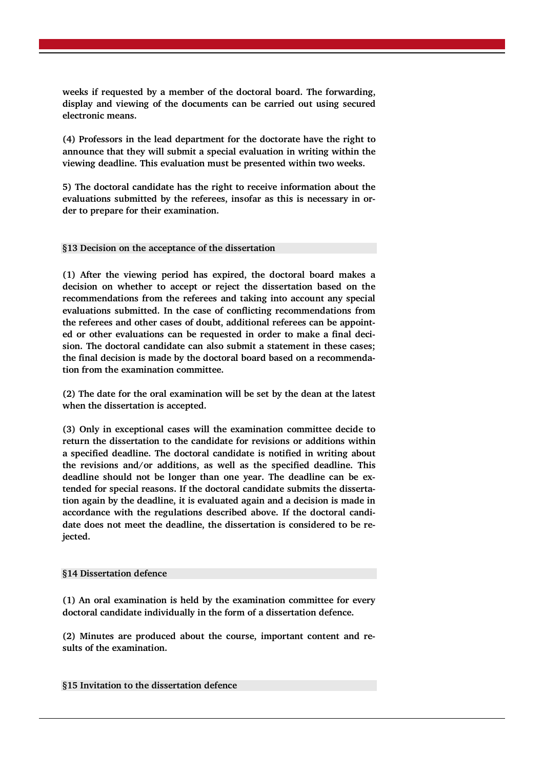weeks if requested by a member of the doctoral board. The forwarding, display and viewing of the documents can be carried out using secured electronic means.

(4) Professors in the lead department for the doctorate have the right to announce that they will submit a special evaluation in writing within the viewing deadline. This evaluation must be presented within two weeks.

5) The doctoral candidate has the right to receive information about the evaluations submitted by the referees, insofar as this is necessary in order to prepare for their examination.

## §13 Decision on the acceptance of the dissertation

(1) After the viewing period has expired, the doctoral board makes a decision on whether to accept or reject the dissertation based on the recommendations from the referees and taking into account any special evaluations submitted. In the case of conflicting recommendations from the referees and other cases of doubt, additional referees can be appointed or other evaluations can be requested in order to make a final decision. The doctoral candidate can also submit a statement in these cases; the final decision is made by the doctoral board based on a recommendation from the examination committee.

(2) The date for the oral examination will be set by the dean at the latest when the dissertation is accepted.

(3) Only in exceptional cases will the examination committee decide to return the dissertation to the candidate for revisions or additions within a specified deadline. The doctoral candidate is notified in writing about the revisions and/or additions, as well as the specified deadline. This deadline should not be longer than one year. The deadline can be extended for special reasons. If the doctoral candidate submits the dissertation again by the deadline, it is evaluated again and a decision is made in accordance with the regulations described above. If the doctoral candidate does not meet the deadline, the dissertation is considered to be rejected.

## §14 Dissertation defence

(1) An oral examination is held by the examination committee for every doctoral candidate individually in the form of a dissertation defence.

(2) Minutes are produced about the course, important content and results of the examination.

## §15 Invitation to the dissertation defence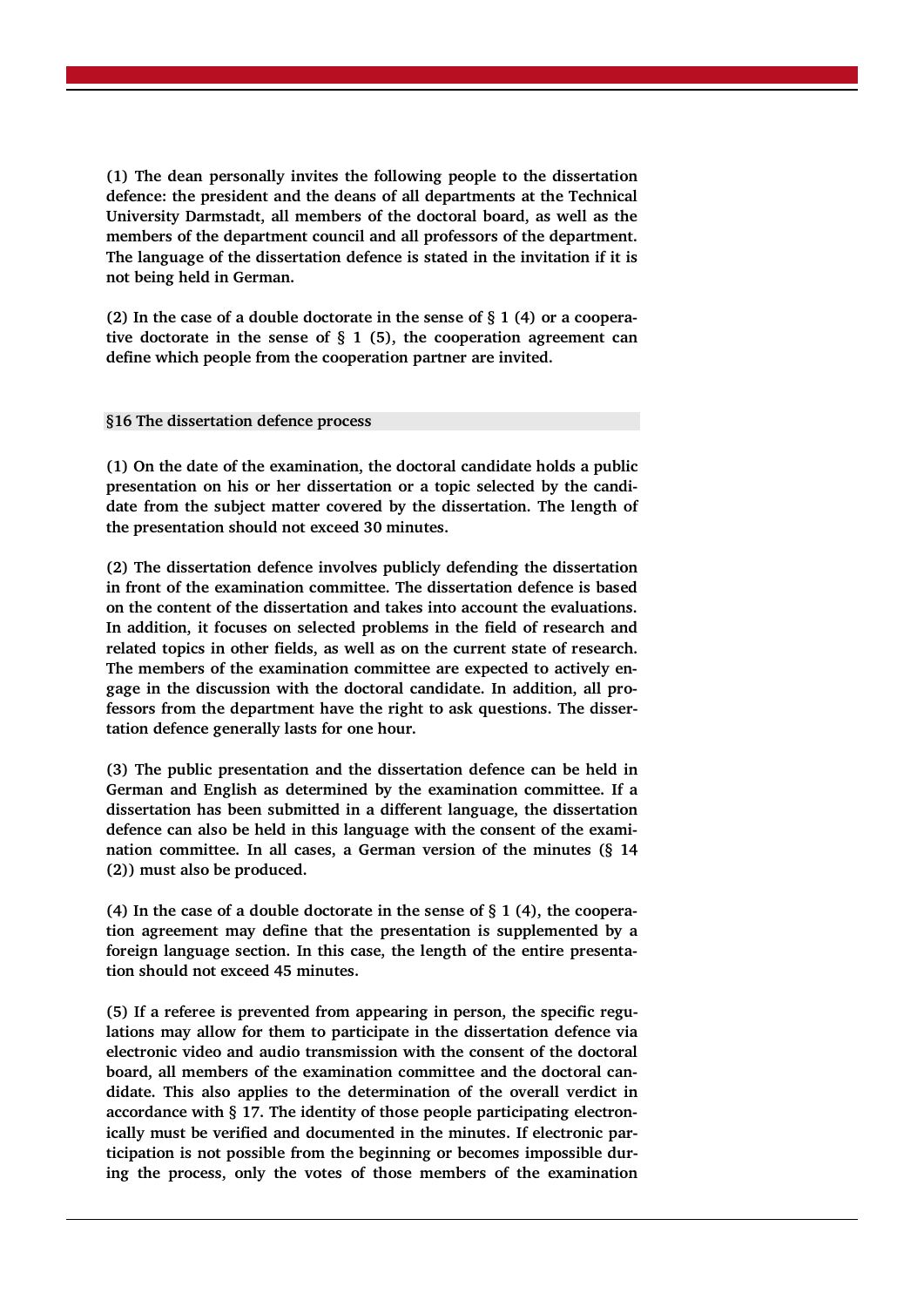(1) The dean personally invites the following people to the dissertation defence: the president and the deans of all departments at the Technical University Darmstadt, all members of the doctoral board, as well as the members of the department council and all professors of the department. The language of the dissertation defence is stated in the invitation if it is not being held in German.

(2) In the case of a double doctorate in the sense of § 1 (4) or a cooperative doctorate in the sense of § 1 (5), the cooperation agreement can define which people from the cooperation partner are invited.

## §16 The dissertation defence process

(1) On the date of the examination, the doctoral candidate holds a public presentation on his or her dissertation or a topic selected by the candidate from the subject matter covered by the dissertation. The length of the presentation should not exceed 30 minutes.

(2) The dissertation defence involves publicly defending the dissertation in front of the examination committee. The dissertation defence is based on the content of the dissertation and takes into account the evaluations. In addition, it focuses on selected problems in the field of research and related topics in other fields, as well as on the current state of research. The members of the examination committee are expected to actively engage in the discussion with the doctoral candidate. In addition, all professors from the department have the right to ask questions. The dissertation defence generally lasts for one hour.

(3) The public presentation and the dissertation defence can be held in German and English as determined by the examination committee. If a dissertation has been submitted in a different language, the dissertation defence can also be held in this language with the consent of the examination committee. In all cases, a German version of the minutes (§ 14 (2)) must also be produced.

(4) In the case of a double doctorate in the sense of § 1 (4), the cooperation agreement may define that the presentation is supplemented by a foreign language section. In this case, the length of the entire presentation should not exceed 45 minutes.

(5) If a referee is prevented from appearing in person, the specific regulations may allow for them to participate in the dissertation defence via electronic video and audio transmission with the consent of the doctoral board, all members of the examination committee and the doctoral candidate. This also applies to the determination of the overall verdict in accordance with § 17. The identity of those people participating electronically must be verified and documented in the minutes. If electronic participation is not possible from the beginning or becomes impossible during the process, only the votes of those members of the examination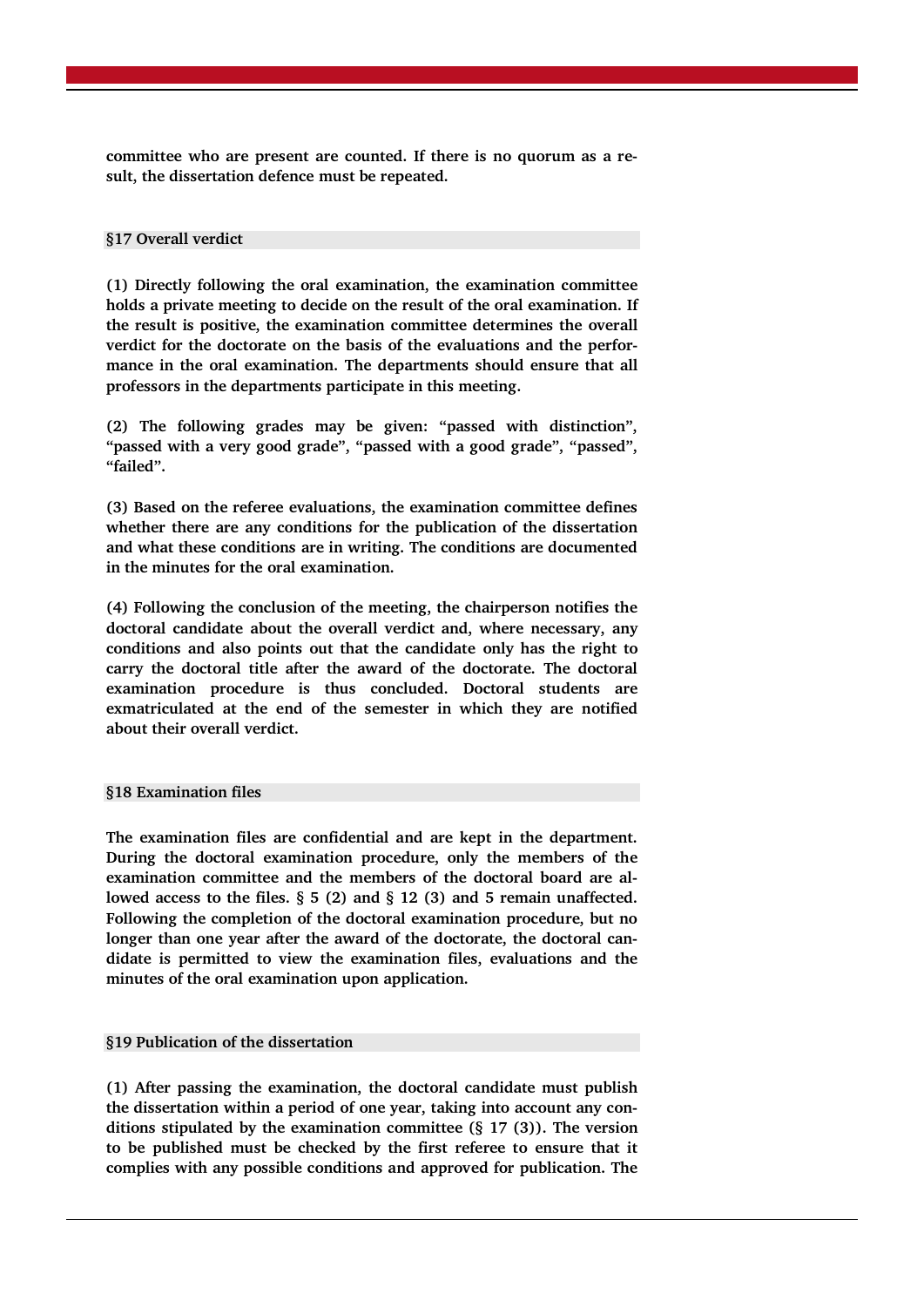committee who are present are counted. If there is no quorum as a result, the dissertation defence must be repeated.

## §17 Overall verdict

(1) Directly following the oral examination, the examination committee holds a private meeting to decide on the result of the oral examination. If the result is positive, the examination committee determines the overall verdict for the doctorate on the basis of the evaluations and the performance in the oral examination. The departments should ensure that all professors in the departments participate in this meeting.

(2) The following grades may be given: "passed with distinction", "passed with a very good grade", "passed with a good grade", "passed", "failed".

(3) Based on the referee evaluations, the examination committee defines whether there are any conditions for the publication of the dissertation and what these conditions are in writing. The conditions are documented in the minutes for the oral examination.

(4) Following the conclusion of the meeting, the chairperson notifies the doctoral candidate about the overall verdict and, where necessary, any conditions and also points out that the candidate only has the right to carry the doctoral title after the award of the doctorate. The doctoral examination procedure is thus concluded. Doctoral students are exmatriculated at the end of the semester in which they are notified about their overall verdict.

## §18 Examination files

The examination files are confidential and are kept in the department. During the doctoral examination procedure, only the members of the examination committee and the members of the doctoral board are allowed access to the files. § 5 (2) and § 12 (3) and 5 remain unaffected. Following the completion of the doctoral examination procedure, but no longer than one year after the award of the doctorate, the doctoral candidate is permitted to view the examination files, evaluations and the minutes of the oral examination upon application.

## §19 Publication of the dissertation

(1) After passing the examination, the doctoral candidate must publish the dissertation within a period of one year, taking into account any conditions stipulated by the examination committee (§ 17 (3)). The version to be published must be checked by the first referee to ensure that it complies with any possible conditions and approved for publication. The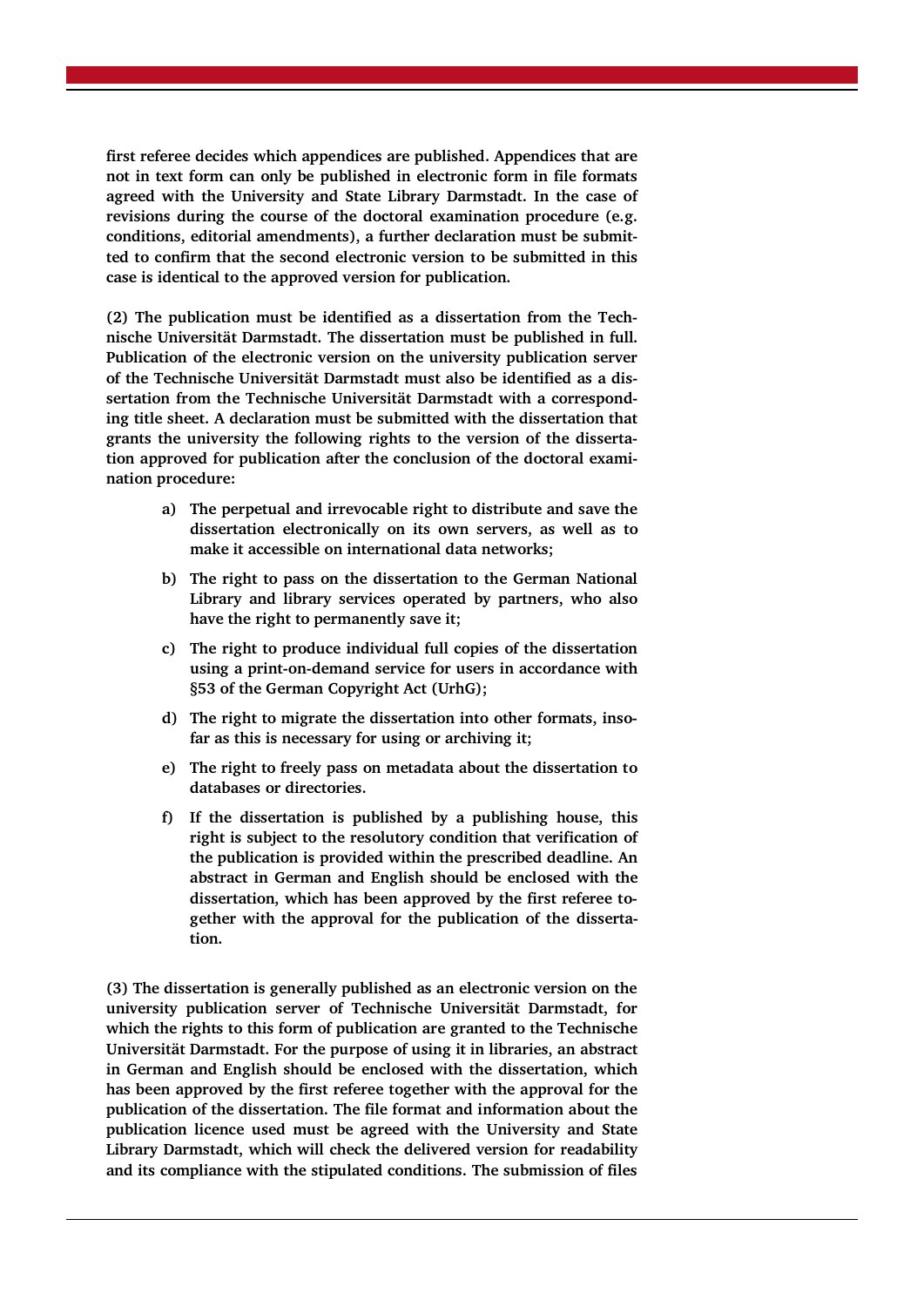**first referee decides which appendices are published. Appendices that are not in text form can only be published in electronic form in file formats agreed with the University and State Library Darmstadt. In the case of revisions during the course of the doctoral examination procedure (e.g. conditions, editorial amendments), a further declaration must be submitted to confirm that the second electronic version to be submitted in this case is identical to the approved version for publication.**

**(2) The publication must be identified as a dissertation from the Technische Universität Darmstadt. The dissertation must be published in full. Publication of the electronic version on the university publication server of the Technische Universität Darmstadt must also be identified as a dissertation from the Technische Universität Darmstadt with a corresponding title sheet. A declaration must be submitted with the dissertation that grants the university the following rights to the version of the dissertation approved for publication after the conclusion of the doctoral examination procedure:**

- **a) The perpetual and irrevocable right to distribute and save the dissertation electronically on its own servers, as well as to make it accessible on international data networks;**
- **b) The right to pass on the dissertation to the German National Library and library services operated by partners, who also have the right to permanently save it;**
- **c) The right to produce individual full copies of the dissertation using a print-on-demand service for users in accordance with §53 of the German Copyright Act (UrhG);**
- **d) The right to migrate the dissertation into other formats, insofar as this is necessary for using or archiving it;**
- **e) The right to freely pass on metadata about the dissertation to databases or directories.**
- **f) If the dissertation is published by a publishing house, this right is subject to the resolutory condition that verification of the publication is provided within the prescribed deadline. An abstract in German and English should be enclosed with the dissertation, which has been approved by the first referee together with the approval for the publication of the dissertation.**

**(3) The dissertation is generally published as an electronic version on the university publication server of Technische Universität Darmstadt, for which the rights to this form of publication are granted to the Technische Universität Darmstadt. For the purpose of using it in libraries, an abstract in German and English should be enclosed with the dissertation, which has been approved by the first referee together with the approval for the publication of the dissertation. The file format and information about the publication licence used must be agreed with the University and State Library Darmstadt, which will check the delivered version for readability and its compliance with the stipulated conditions. The submission of files**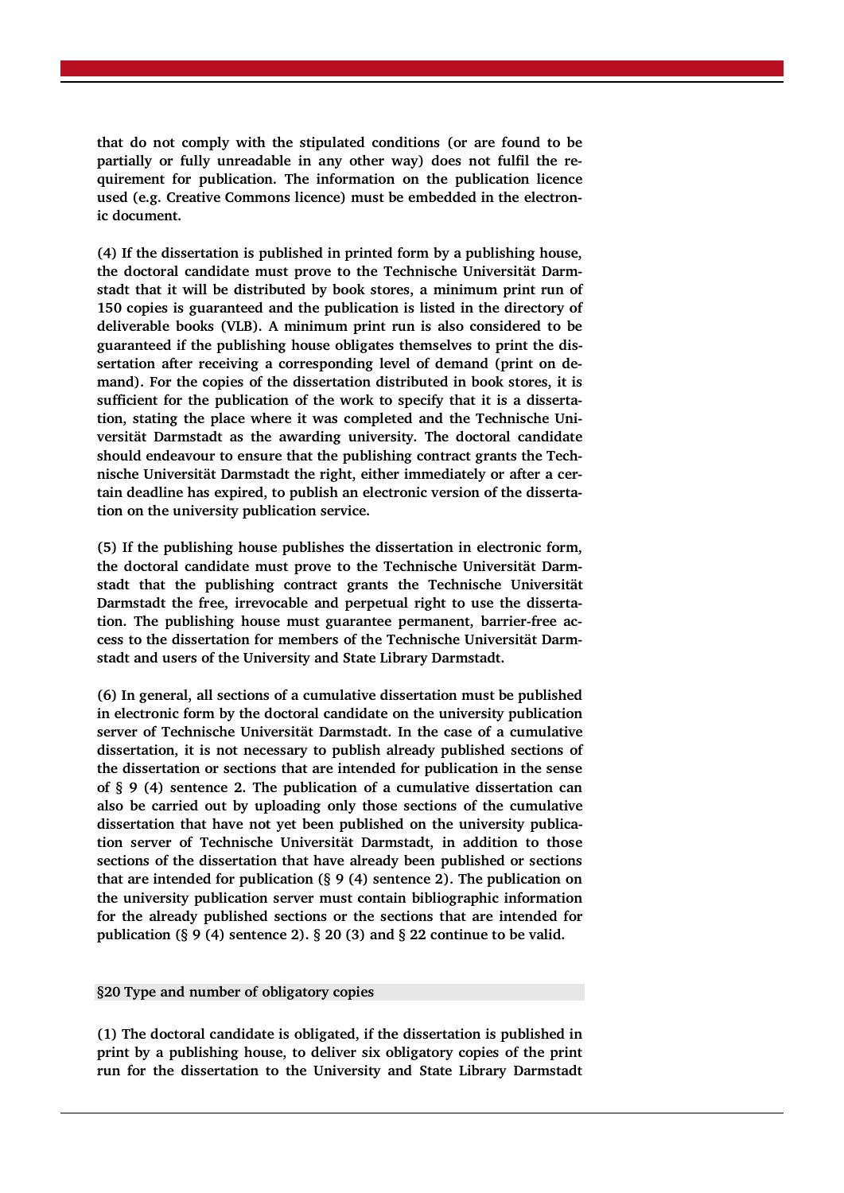**that do not comply with the stipulated conditions (or are found to be partially or fully unreadable in any other way) does not fulfil the requirement for publication. The information on the publication licence used (e.g. Creative Commons licence) must be embedded in the electronic document.**

**(4) If the dissertation is published in printed form by a publishing house, the doctoral candidate must prove to the Technische Universität Darmstadt that it will be distributed by book stores, a minimum print run of 150 copies is guaranteed and the publication is listed in the directory of deliverable books (VLB). A minimum print run is also considered to be guaranteed if the publishing house obligates themselves to print the dissertation after receiving a corresponding level of demand (print on demand). For the copies of the dissertation distributed in book stores, it is sufficient for the publication of the work to specify that it is a dissertation, stating the place where it was completed and the Technische Universität Darmstadt as the awarding university. The doctoral candidate should endeavour to ensure that the publishing contract grants the Technische Universität Darmstadt the right, either immediately or after a certain deadline has expired, to publish an electronic version of the dissertation on the university publication service.**

**(5) If the publishing house publishes the dissertation in electronic form, the doctoral candidate must prove to the Technische Universität Darmstadt that the publishing contract grants the Technische Universität Darmstadt the free, irrevocable and perpetual right to use the dissertation. The publishing house must guarantee permanent, barrier-free access to the dissertation for members of the Technische Universität Darmstadt and users of the University and State Library Darmstadt.**

**(6) In general, all sections of a cumulative dissertation must be published in electronic form by the doctoral candidate on the university publication server of Technische Universität Darmstadt. In the case of a cumulative dissertation, it is not necessary to publish already published sections of the dissertation or sections that are intended for publication in the sense of § 9 (4) sentence 2. The publication of a cumulative dissertation can also be carried out by uploading only those sections of the cumulative dissertation that have not yet been published on the university publication server of Technische Universität Darmstadt, in addition to those sections of the dissertation that have already been published or sections that are intended for publication (§ 9 (4) sentence 2). The publication on the university publication server must contain bibliographic information for the already published sections or the sections that are intended for publication (§ 9 (4) sentence 2). § 20 (3) and § 22 continue to be valid.**

### §20 Type and number of obligatory copies

**(1) The doctoral candidate is obligated, if the dissertation is published in print by a publishing house, to deliver six obligatory copies of the print run for the dissertation to the University and State Library Darmstadt**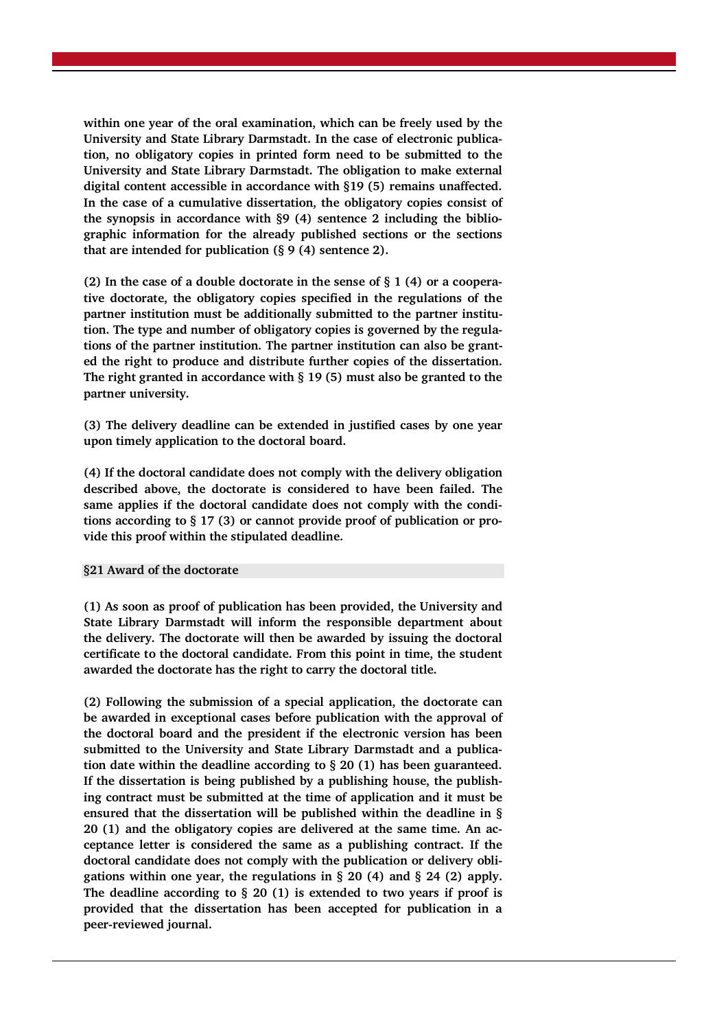**within one year of the oral examination, which can be freely used by the University and State Library Darmstadt. In the case of electronic publication, no obligatory copies in printed form need to be submitted to the University and State Library Darmstadt. The obligation to make external digital content accessible in accordance with §19 (5) remains unaffected. In the case of a cumulative dissertation, the obligatory copies consist of the synopsis in accordance with §9 (4) sentence 2 including the bibliographic information for the already published sections or the sections that are intended for publication (§ 9 (4) sentence 2).**

**(2) In the case of a double doctorate in the sense of § 1 (4) or a cooperative doctorate, the obligatory copies specified in the regulations of the partner institution must be additionally submitted to the partner institution. The type and number of obligatory copies is governed by the regulations of the partner institution. The partner institution can also be granted the right to produce and distribute further copies of the dissertation. The right granted in accordance with § 19 (5) must also be granted to the partner university.**

**(3) The delivery deadline can be extended in justified cases by one year upon timely application to the doctoral board.**

**(4) If the doctoral candidate does not comply with the delivery obligation described above, the doctorate is considered to have been failed. The same applies if the doctoral candidate does not comply with the conditions according to § 17 (3) or cannot provide proof of publication or provide this proof within the stipulated deadline.**

### §21 Award of the doctorate

**(1) As soon as proof of publication has been provided, the University and State Library Darmstadt will inform the responsible department about the delivery. The doctorate will then be awarded by issuing the doctoral certificate to the doctoral candidate. From this point in time, the student awarded the doctorate has the right to carry the doctoral title.**

**(2) Following the submission of a special application, the doctorate can be awarded in exceptional cases before publication with the approval of the doctoral board and the president if the electronic version has been submitted to the University and State Library Darmstadt and a publication date within the deadline according to § 20 (1) has been guaranteed. If the dissertation is being published by a publishing house, the publishing contract must be submitted at the time of application and it must be ensured that the dissertation will be published within the deadline in § 20 (1) and the obligatory copies are delivered at the same time. An acceptance letter is considered the same as a publishing contract. If the doctoral candidate does not comply with the publication or delivery obligations within one year, the regulations in § 20 (4) and § 24 (2) apply. The deadline according to § 20 (1) is extended to two years if proof is provided that the dissertation has been accepted for publication in a peer-reviewed journal.**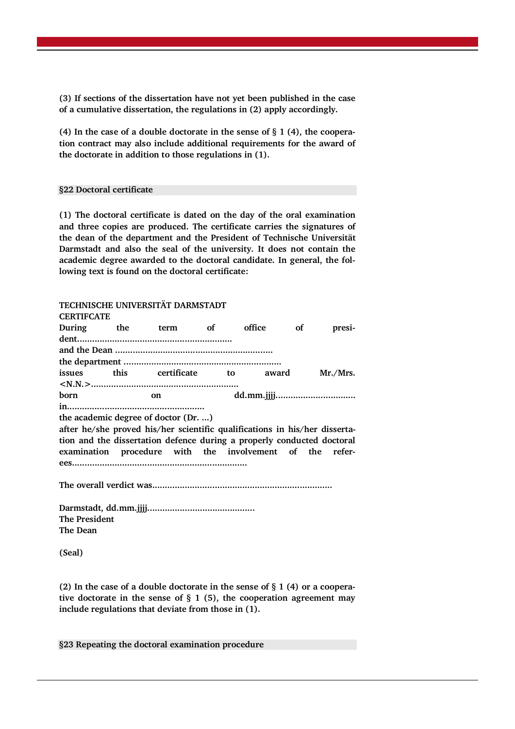(3) If sections of the dissertation have not yet been published in the case of a cumulative dissertation, the regulations in (2) apply accordingly.

(4) In the case of a double doctorate in the sense of § 1 (4), the cooperation contract may also include additional requirements for the award of the doctorate in addition to those regulations in (1).

## §22 Doctoral certificate

(1) The doctoral certificate is dated on the day of the oral examination and three copies are produced. The certificate carries the signatures of the dean of the department and the President of Technische Universität Darmstadt and also the seal of the university. It does not contain the academic degree awarded to the doctoral candidate. In general, the following text is found on the doctoral certificate:

TECHNISCHE UNIVERSITÄT DARMSTADT
CERTIFCATE
During the term of office of president.............................................................
and the Dean ..............................................................
the department ..............................................................
issues this certificate to award Mr./Mrs. <N.N.>..........................................................
born on dd.mm.jjjj...............................
in......................................................
the academic degree of doctor (Dr. ...)
after he/she proved his/her scientific qualifications in his/her dissertation and the dissertation defence during a properly conducted doctoral examination procedure with the involvement of the referees.....................................................................

The overall verdict was.......................................................................

Darmstadt, dd.mm.jjjj..........................................
The President
The Dean

(Seal)

(2) In the case of a double doctorate in the sense of § 1 (4) or a cooperative doctorate in the sense of § 1 (5), the cooperation agreement may include regulations that deviate from those in (1).

## §23 Repeating the doctoral examination procedure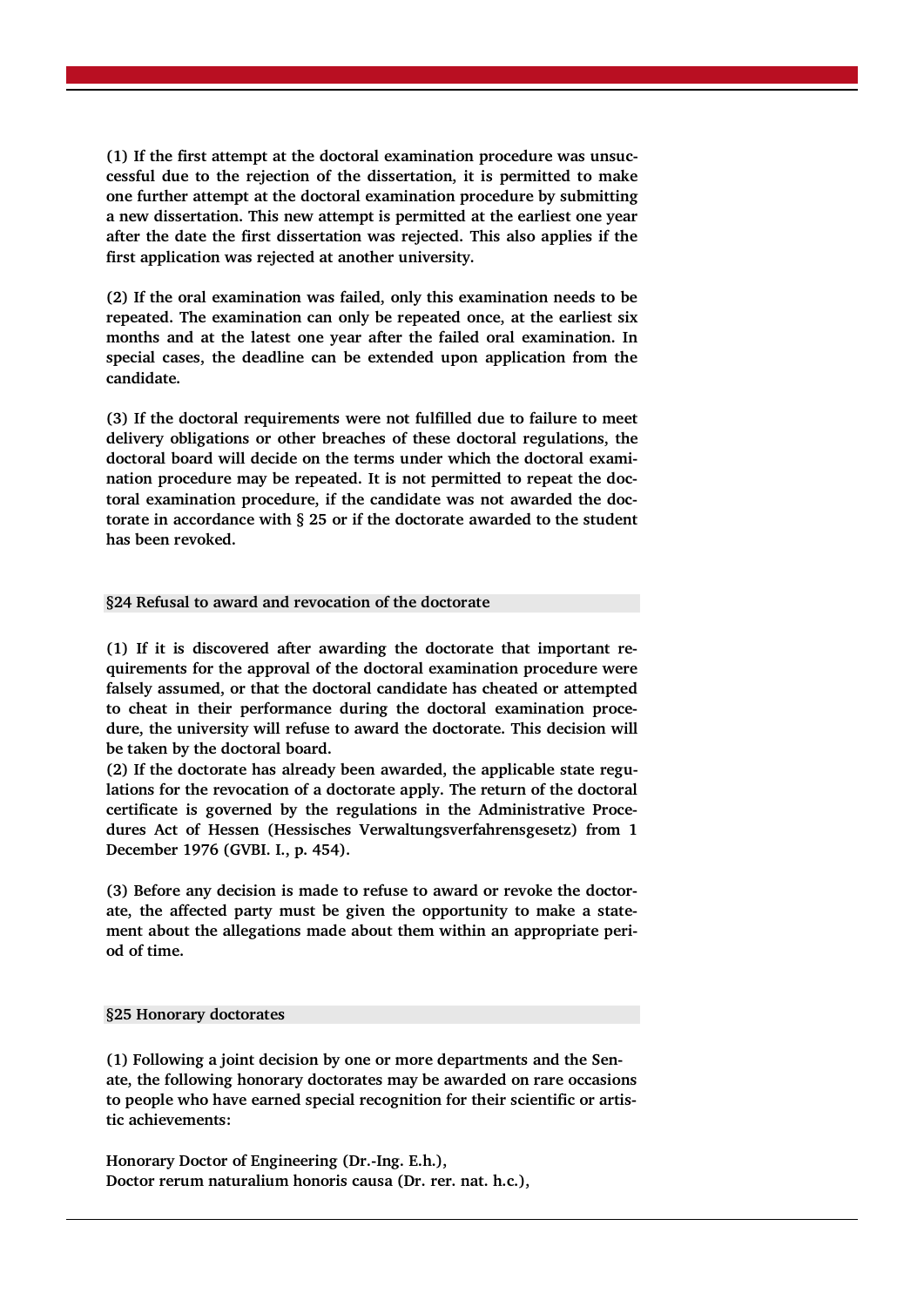(1) If the first attempt at the doctoral examination procedure was unsuccessful due to the rejection of the dissertation, it is permitted to make one further attempt at the doctoral examination procedure by submitting a new dissertation. This new attempt is permitted at the earliest one year after the date the first dissertation was rejected. This also applies if the first application was rejected at another university.

(2) If the oral examination was failed, only this examination needs to be repeated. The examination can only be repeated once, at the earliest six months and at the latest one year after the failed oral examination. In special cases, the deadline can be extended upon application from the candidate.

(3) If the doctoral requirements were not fulfilled due to failure to meet delivery obligations or other breaches of these doctoral regulations, the doctoral board will decide on the terms under which the doctoral examination procedure may be repeated. It is not permitted to repeat the doctoral examination procedure, if the candidate was not awarded the doctorate in accordance with § 25 or if the doctorate awarded to the student has been revoked.

### §24 Refusal to award and revocation of the doctorate

(1) If it is discovered after awarding the doctorate that important requirements for the approval of the doctoral examination procedure were falsely assumed, or that the doctoral candidate has cheated or attempted to cheat in their performance during the doctoral examination procedure, the university will refuse to award the doctorate. This decision will be taken by the doctoral board.

(2) If the doctorate has already been awarded, the applicable state regulations for the revocation of a doctorate apply. The return of the doctoral certificate is governed by the regulations in the Administrative Procedures Act of Hessen (Hessisches Verwaltungsverfahrensgesetz) from 1 December 1976 (GVBI. I., p. 454).

(3) Before any decision is made to refuse to award or revoke the doctorate, the affected party must be given the opportunity to make a statement about the allegations made about them within an appropriate period of time.

### §25 Honorary doctorates

(1) Following a joint decision by one or more departments and the Senate, the following honorary doctorates may be awarded on rare occasions to people who have earned special recognition for their scientific or artistic achievements:

Honorary Doctor of Engineering (Dr.-Ing. E.h.),
Doctor rerum naturalium honoris causa (Dr. rer. nat. h.c.),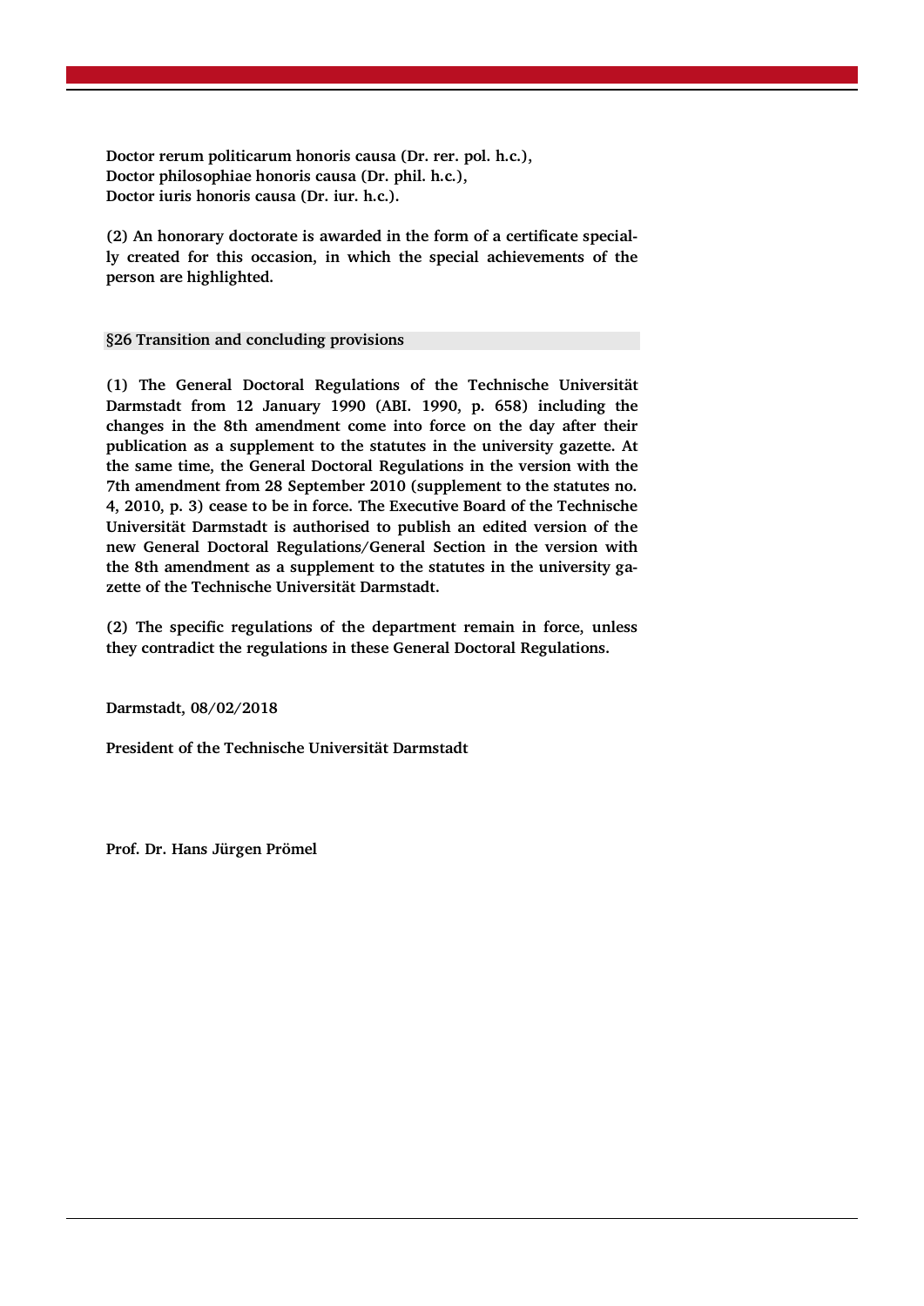**Doctor rerum politicarum honoris causa (Dr. rer. pol. h.c.),**
**Doctor philosophiae honoris causa (Dr. phil. h.c.),**
**Doctor iuris honoris causa (Dr. iur. h.c.).**

**(2) An honorary doctorate is awarded in the form of a certificate specially created for this occasion, in which the special achievements of the person are highlighted.**

### §26 Transition and concluding provisions

**(1) The General Doctoral Regulations of the Technische Universität Darmstadt from 12 January 1990 (ABl. 1990, p. 658) including the changes in the 8th amendment come into force on the day after their publication as a supplement to the statutes in the university gazette. At the same time, the General Doctoral Regulations in the version with the 7th amendment from 28 September 2010 (supplement to the statutes no. 4, 2010, p. 3) cease to be in force. The Executive Board of the Technische Universität Darmstadt is authorised to publish an edited version of the new General Doctoral Regulations/General Section in the version with the 8th amendment as a supplement to the statutes in the university gazette of the Technische Universität Darmstadt.**

**(2) The specific regulations of the department remain in force, unless they contradict the regulations in these General Doctoral Regulations.**

**Darmstadt, 08/02/2018**

**President of the Technische Universität Darmstadt**

**Prof. Dr. Hans Jürgen Prömel**